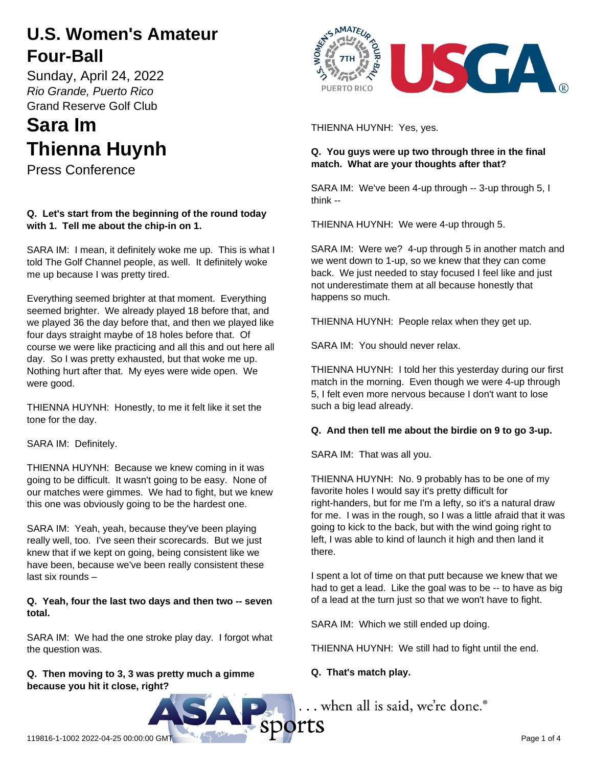# U.S. Women's Amateur Four-Ball

Sunday, April 24, 2022

*Rio Grande, Puerto Rico*

Grand Reserve Golf Club

# Sara Im
# Thienna Huynh

Press Conference

**Q. Let's start from the beginning of the round today with 1. Tell me about the chip-in on 1.**

SARA IM: I mean, it definitely woke me up. This is what I told The Golf Channel people, as well. It definitely woke me up because I was pretty tired.

Everything seemed brighter at that moment. Everything seemed brighter. We already played 18 before that, and we played 36 the day before that, and then we played like four days straight maybe of 18 holes before that. Of course we were like practicing and all this and out here all day. So I was pretty exhausted, but that woke me up. Nothing hurt after that. My eyes were wide open. We were good.

THIENNA HUYNH: Honestly, to me it felt like it set the tone for the day.

SARA IM: Definitely.

THIENNA HUYNH: Because we knew coming in it was going to be difficult. It wasn't going to be easy. None of our matches were gimmes. We had to fight, but we knew this one was obviously going to be the hardest one.

SARA IM: Yeah, yeah, because they've been playing really well, too. I've seen their scorecards. But we just knew that if we kept on going, being consistent like we have been, because we've been really consistent these last six rounds –

**Q. Yeah, four the last two days and then two -- seven total.**

SARA IM: We had the one stroke play day. I forgot what the question was.

**Q. Then moving to 3, 3 was pretty much a gimme because you hit it close, right?**

THIENNA HUYNH: Yes, yes.

**Q. You guys were up two through three in the final match. What are your thoughts after that?**

SARA IM: We've been 4-up through -- 3-up through 5, I think --

THIENNA HUYNH: We were 4-up through 5.

SARA IM: Were we? 4-up through 5 in another match and we went down to 1-up, so we knew that they can come back. We just needed to stay focused I feel like and just not underestimate them at all because honestly that happens so much.

THIENNA HUYNH: People relax when they get up.

SARA IM: You should never relax.

THIENNA HUYNH: I told her this yesterday during our first match in the morning. Even though we were 4-up through 5, I felt even more nervous because I don't want to lose such a big lead already.

**Q. And then tell me about the birdie on 9 to go 3-up.**

SARA IM: That was all you.

THIENNA HUYNH: No. 9 probably has to be one of my favorite holes I would say it's pretty difficult for right-handers, but for me I'm a lefty, so it's a natural draw for me. I was in the rough, so I was a little afraid that it was going to kick to the back, but with the wind going right to left, I was able to kind of launch it high and then land it there.

I spent a lot of time on that putt because we knew that we had to get a lead. Like the goal was to be -- to have as big of a lead at the turn just so that we won't have to fight.

SARA IM: Which we still ended up doing.

THIENNA HUYNH: We still had to fight until the end.

**Q. That's match play.**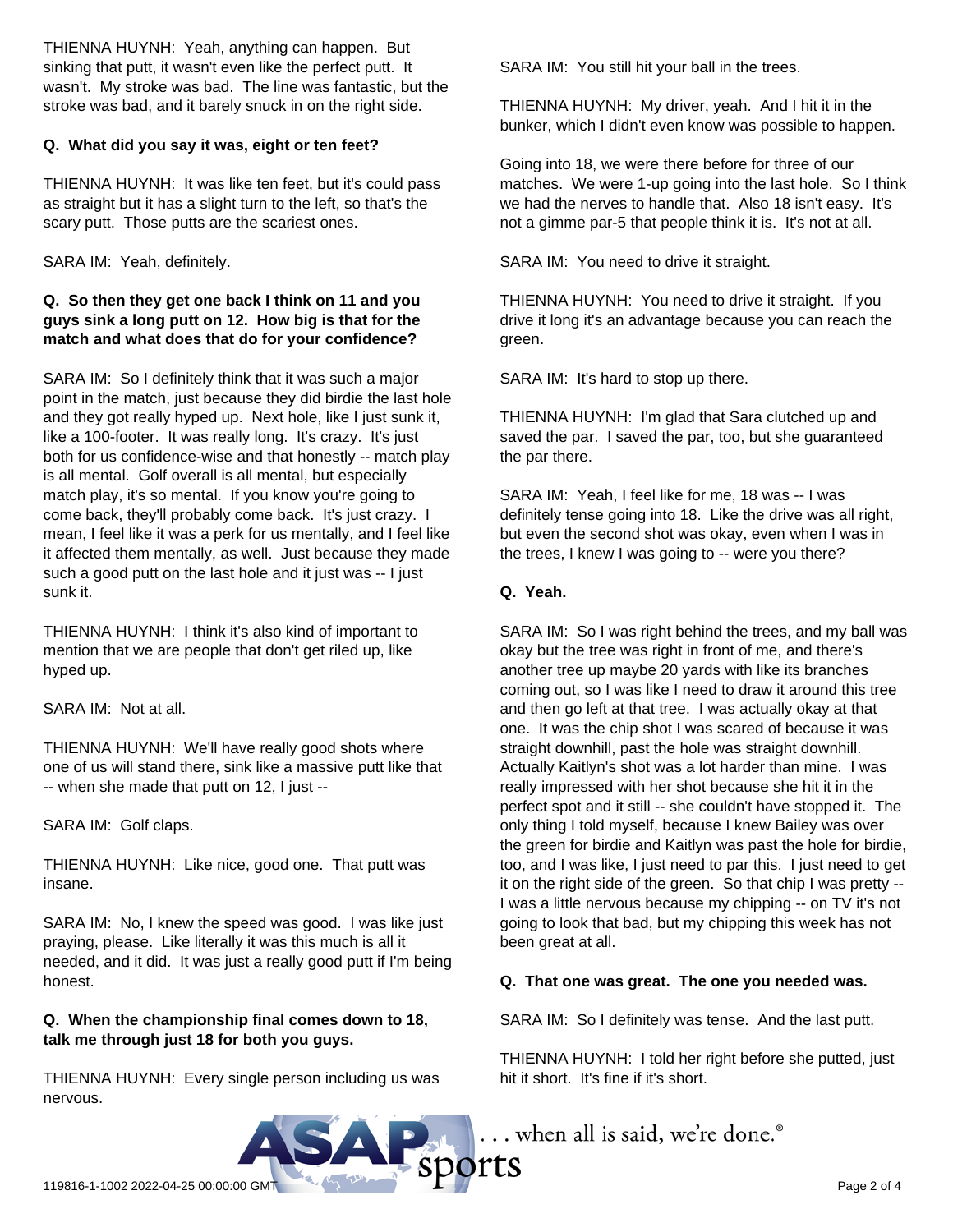THIENNA HUYNH: Yeah, anything can happen. But sinking that putt, it wasn't even like the perfect putt. It wasn't. My stroke was bad. The line was fantastic, but the stroke was bad, and it barely snuck in on the right side.

**Q. What did you say it was, eight or ten feet?**

THIENNA HUYNH: It was like ten feet, but it's could pass as straight but it has a slight turn to the left, so that's the scary putt. Those putts are the scariest ones.

SARA IM: Yeah, definitely.

**Q. So then they get one back I think on 11 and you guys sink a long putt on 12. How big is that for the match and what does that do for your confidence?**

SARA IM: So I definitely think that it was such a major point in the match, just because they did birdie the last hole and they got really hyped up. Next hole, like I just sunk it, like a 100-footer. It was really long. It's crazy. It's just both for us confidence-wise and that honestly -- match play is all mental. Golf overall is all mental, but especially match play, it's so mental. If you know you're going to come back, they'll probably come back. It's just crazy. I mean, I feel like it was a perk for us mentally, and I feel like it affected them mentally, as well. Just because they made such a good putt on the last hole and it just was -- I just sunk it.

THIENNA HUYNH: I think it's also kind of important to mention that we are people that don't get riled up, like hyped up.

SARA IM: Not at all.

THIENNA HUYNH: We'll have really good shots where one of us will stand there, sink like a massive putt like that -- when she made that putt on 12, I just --

SARA IM: Golf claps.

THIENNA HUYNH: Like nice, good one. That putt was insane.

SARA IM: No, I knew the speed was good. I was like just praying, please. Like literally it was this much is all it needed, and it did. It was just a really good putt if I'm being honest.

**Q. When the championship final comes down to 18, talk me through just 18 for both you guys.**

THIENNA HUYNH: Every single person including us was nervous.

SARA IM: You still hit your ball in the trees.

THIENNA HUYNH: My driver, yeah. And I hit it in the bunker, which I didn't even know was possible to happen.

Going into 18, we were there before for three of our matches. We were 1-up going into the last hole. So I think we had the nerves to handle that. Also 18 isn't easy. It's not a gimme par-5 that people think it is. It's not at all.

SARA IM: You need to drive it straight.

THIENNA HUYNH: You need to drive it straight. If you drive it long it's an advantage because you can reach the green.

SARA IM: It's hard to stop up there.

THIENNA HUYNH: I'm glad that Sara clutched up and saved the par. I saved the par, too, but she guaranteed the par there.

SARA IM: Yeah, I feel like for me, 18 was -- I was definitely tense going into 18. Like the drive was all right, but even the second shot was okay, even when I was in the trees, I knew I was going to -- were you there?

**Q. Yeah.**

SARA IM: So I was right behind the trees, and my ball was okay but the tree was right in front of me, and there's another tree up maybe 20 yards with like its branches coming out, so I was like I need to draw it around this tree and then go left at that tree. I was actually okay at that one. It was the chip shot I was scared of because it was straight downhill, past the hole was straight downhill. Actually Kaitlyn's shot was a lot harder than mine. I was really impressed with her shot because she hit it in the perfect spot and it still -- she couldn't have stopped it. The only thing I told myself, because I knew Bailey was over the green for birdie and Kaitlyn was past the hole for birdie, too, and I was like, I just need to par this. I just need to get it on the right side of the green. So that chip I was pretty -- I was a little nervous because my chipping -- on TV it's not going to look that bad, but my chipping this week has not been great at all.

**Q. That one was great. The one you needed was.**

SARA IM: So I definitely was tense. And the last putt.

THIENNA HUYNH: I told her right before she putted, just hit it short. It's fine if it's short.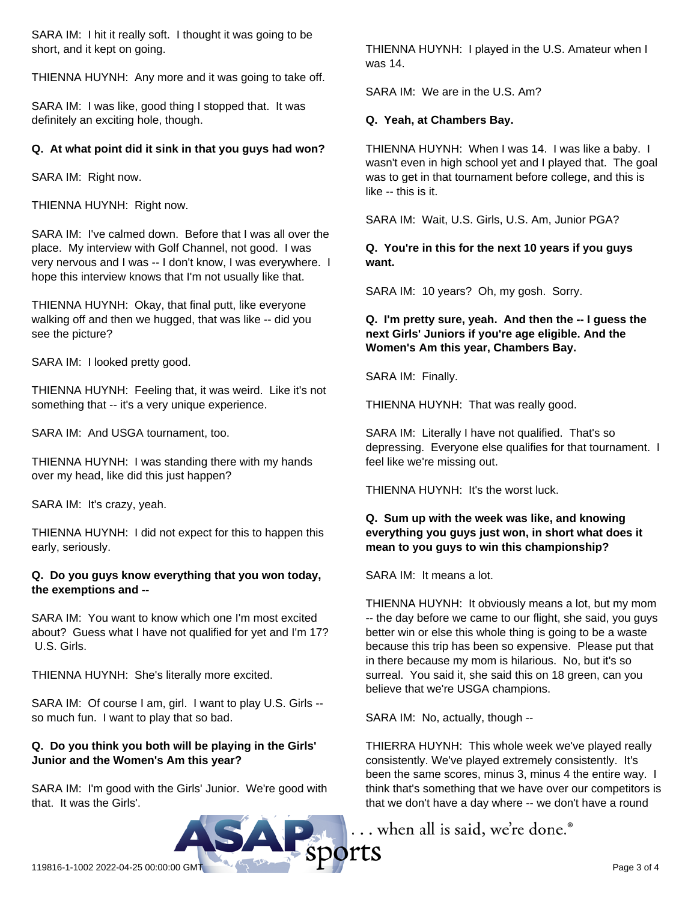SARA IM: I hit it really soft. I thought it was going to be short, and it kept on going.

THIENNA HUYNH: Any more and it was going to take off.

SARA IM: I was like, good thing I stopped that. It was definitely an exciting hole, though.

**Q. At what point did it sink in that you guys had won?**

SARA IM: Right now.

THIENNA HUYNH: Right now.

SARA IM: I've calmed down. Before that I was all over the place. My interview with Golf Channel, not good. I was very nervous and I was -- I don't know, I was everywhere. I hope this interview knows that I'm not usually like that.

THIENNA HUYNH: Okay, that final putt, like everyone walking off and then we hugged, that was like -- did you see the picture?

SARA IM: I looked pretty good.

THIENNA HUYNH: Feeling that, it was weird. Like it's not something that -- it's a very unique experience.

SARA IM: And USGA tournament, too.

THIENNA HUYNH: I was standing there with my hands over my head, like did this just happen?

SARA IM: It's crazy, yeah.

THIENNA HUYNH: I did not expect for this to happen this early, seriously.

**Q. Do you guys know everything that you won today, the exemptions and --**

SARA IM: You want to know which one I'm most excited about? Guess what I have not qualified for yet and I'm 17? U.S. Girls.

THIENNA HUYNH: She's literally more excited.

SARA IM: Of course I am, girl. I want to play U.S. Girls -- so much fun. I want to play that so bad.

**Q. Do you think you both will be playing in the Girls' Junior and the Women's Am this year?**

SARA IM: I'm good with the Girls' Junior. We're good with that. It was the Girls'.

THIENNA HUYNH: I played in the U.S. Amateur when I was 14.

SARA IM: We are in the U.S. Am?

**Q. Yeah, at Chambers Bay.**

THIENNA HUYNH: When I was 14. I was like a baby. I wasn't even in high school yet and I played that. The goal was to get in that tournament before college, and this is like -- this is it.

SARA IM: Wait, U.S. Girls, U.S. Am, Junior PGA?

**Q. You're in this for the next 10 years if you guys want.**

SARA IM: 10 years? Oh, my gosh. Sorry.

**Q. I'm pretty sure, yeah. And then the -- I guess the next Girls' Juniors if you're age eligible. And the Women's Am this year, Chambers Bay.**

SARA IM: Finally.

THIENNA HUYNH: That was really good.

SARA IM: Literally I have not qualified. That's so depressing. Everyone else qualifies for that tournament. I feel like we're missing out.

THIENNA HUYNH: It's the worst luck.

**Q. Sum up with the week was like, and knowing everything you guys just won, in short what does it mean to you guys to win this championship?**

SARA IM: It means a lot.

THIENNA HUYNH: It obviously means a lot, but my mom -- the day before we came to our flight, she said, you guys better win or else this whole thing is going to be a waste because this trip has been so expensive. Please put that in there because my mom is hilarious. No, but it's so surreal. You said it, she said this on 18 green, can you believe that we're USGA champions.

SARA IM: No, actually, though --

THIERRA HUYNH: This whole week we've played really consistently. We've played extremely consistently. It's been the same scores, minus 3, minus 4 the entire way. I think that's something that we have over our competitors is that we don't have a day where -- we don't have a round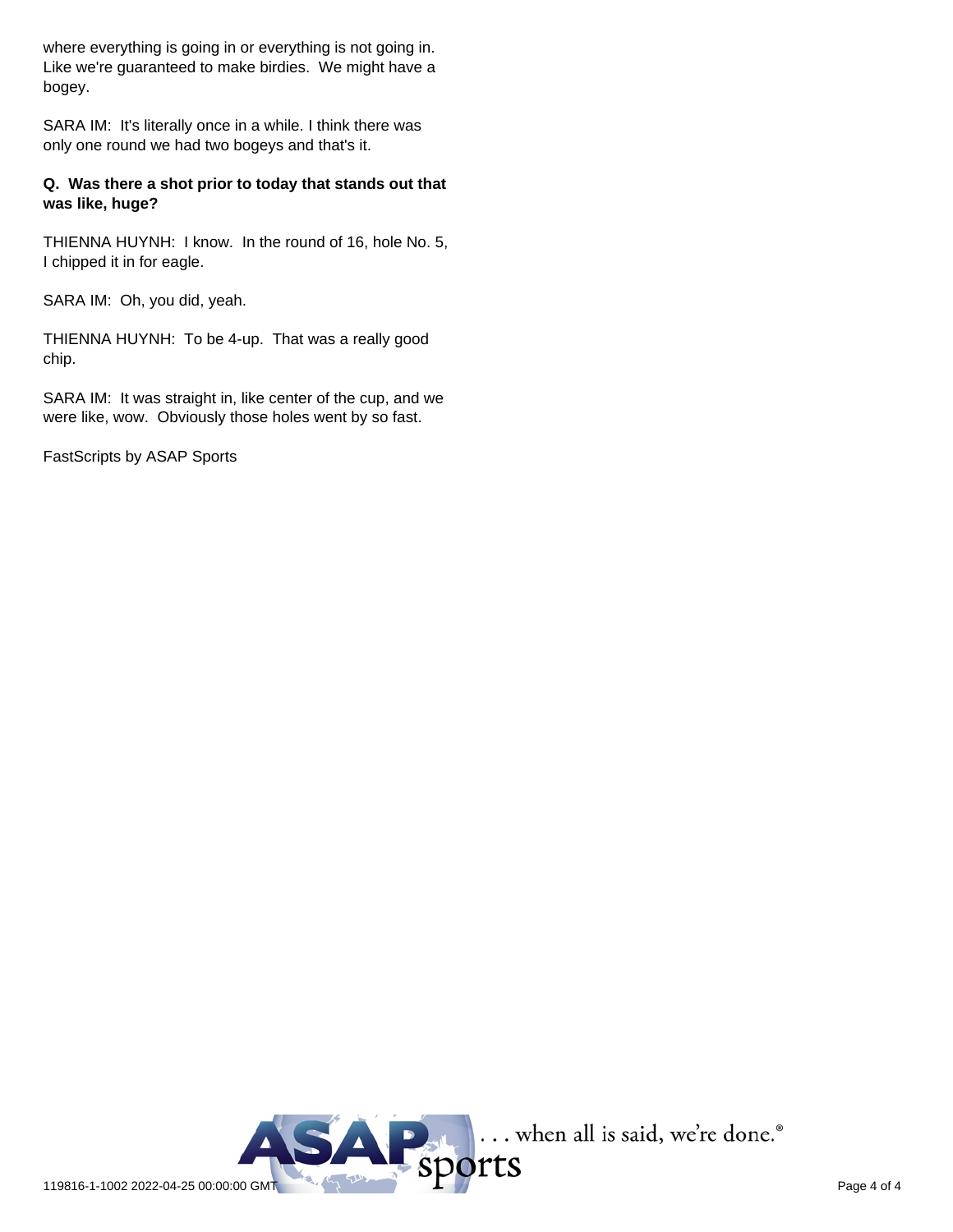where everything is going in or everything is not going in. Like we're guaranteed to make birdies. We might have a bogey.

SARA IM: It's literally once in a while. I think there was only one round we had two bogeys and that's it.

**Q. Was there a shot prior to today that stands out that was like, huge?**

THIENNA HUYNH: I know. In the round of 16, hole No. 5, I chipped it in for eagle.

SARA IM: Oh, you did, yeah.

THIENNA HUYNH: To be 4-up. That was a really good chip.

SARA IM: It was straight in, like center of the cup, and we were like, wow. Obviously those holes went by so fast.

FastScripts by ASAP Sports